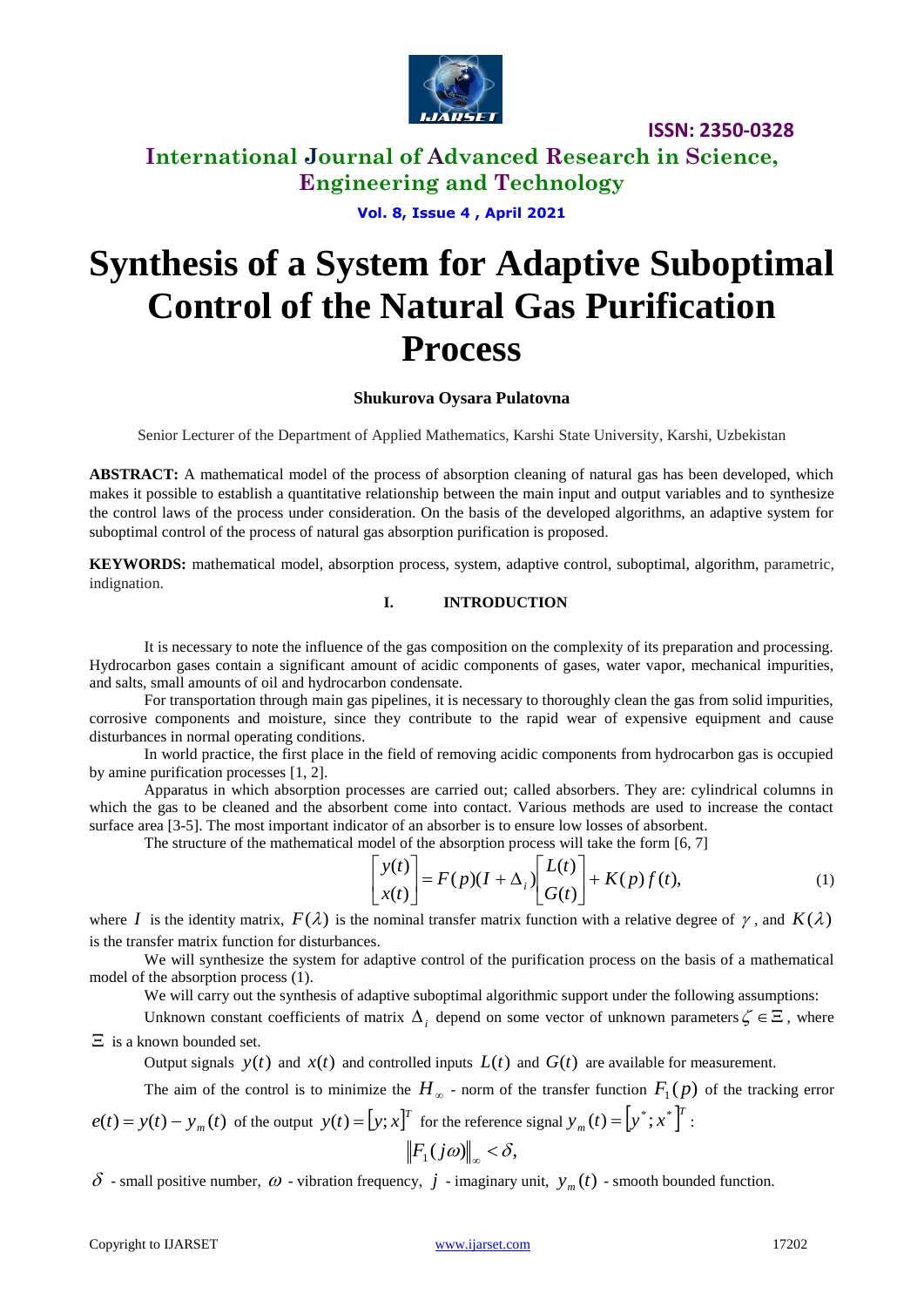# Synthesis of a System for Adaptive Suboptimal Control of the Natural Gas Purification Process

**Shukurova Oysara Pulatovna**

Senior Lecturer of the Department of Applied Mathematics, Karshi State University, Karshi, Uzbekistan

**ABSTRACT:** A mathematical model of the process of absorption cleaning of natural gas has been developed, which makes it possible to establish a quantitative relationship between the main input and output variables and to synthesize the control laws of the process under consideration. On the basis of the developed algorithms, an adaptive system for suboptimal control of the process of natural gas absorption purification is proposed.

**KEYWORDS:** mathematical model, absorption process, system, adaptive control, suboptimal, algorithm, parametric, indignation.

## I. INTRODUCTION

It is necessary to note the influence of the gas composition on the complexity of its preparation and processing. Hydrocarbon gases contain a significant amount of acidic components of gases, water vapor, mechanical impurities, and salts, small amounts of oil and hydrocarbon condensate.

For transportation through main gas pipelines, it is necessary to thoroughly clean the gas from solid impurities, corrosive components and moisture, since they contribute to the rapid wear of expensive equipment and cause disturbances in normal operating conditions.

In world practice, the first place in the field of removing acidic components from hydrocarbon gas is occupied by amine purification processes [1, 2].

Apparatus in which absorption processes are carried out; called absorbers. They are: cylindrical columns in which the gas to be cleaned and the absorbent come into contact. Various methods are used to increase the contact surface area [3-5]. The most important indicator of an absorber is to ensure low losses of absorbent.

The structure of the mathematical model of the absorption process will take the form [6, 7]

$$\begin{bmatrix} y(t) \\ x(t) \end{bmatrix} = F(p)(I + \Delta_i)\begin{bmatrix} L(t) \\ G(t) \end{bmatrix} + K(p)f(t), \tag{1}$$

where $I$ is the identity matrix, $F(\lambda)$ is the nominal transfer matrix function with a relative degree of $\gamma$, and $K(\lambda)$ is the transfer matrix function for disturbances.

We will synthesize the system for adaptive control of the purification process on the basis of a mathematical model of the absorption process (1).

We will carry out the synthesis of adaptive suboptimal algorithmic support under the following assumptions:

Unknown constant coefficients of matrix $\Delta_i$ depend on some vector of unknown parameters $\zeta \in \Xi$, where $\Xi$ is a known bounded set.

Output signals $y(t)$ and $x(t)$ and controlled inputs $L(t)$ and $G(t)$ are available for measurement.

The aim of the control is to minimize the $H_\infty$ - norm of the transfer function $F_1(p)$ of the tracking error $e(t) = y(t) - y_m(t)$ of the output $y(t) = [y; x]^T$ for the reference signal $y_m(t) = [y^*; x^*]^T$:

$$\|F_1(j\omega)\|_\infty < \delta,$$

$\delta$ - small positive number, $\omega$ - vibration frequency, $j$ - imaginary unit, $y_m(t)$ - smooth bounded function.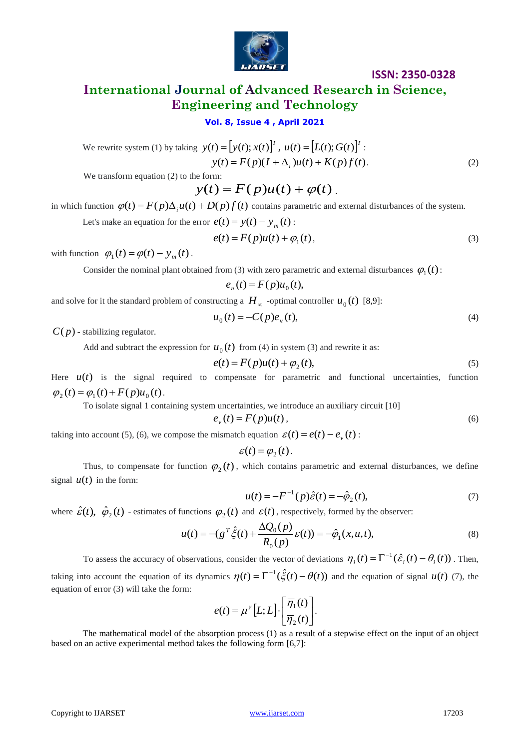We rewrite system (1) by taking $y(t) = [y(t); x(t)]^T$, $u(t) = [L(t); G(t)]^T$:

$$y(t) = F(p)(I + \Delta_i)u(t) + K(p)f(t). \tag{2}$$

We transform equation (2) to the form:

$$y(t) = F(p)u(t) + \varphi(t).$$

in which function $\varphi(t) = F(p)\Delta_i u(t) + D(p)f(t)$ contains parametric and external disturbances of the system.

Let's make an equation for the error $e(t) = y(t) - y_m(t)$:

$$e(t) = F(p)u(t) + \varphi_1(t), \tag{3}$$

with function $\varphi_1(t) = \varphi(t) - y_m(t)$.

Consider the nominal plant obtained from (3) with zero parametric and external disturbances $\varphi_1(t)$:

$$e_н(t) = F(p)u_0(t),$$

and solve for it the standard problem of constructing a $H_\infty$ -optimal controller $u_0(t)$ [8,9]:

$$u_0(t) = -C(p)e_н(t), \tag{4}$$

$C(p)$ - stabilizing regulator.

Add and subtract the expression for $u_0(t)$ from (4) in system (3) and rewrite it as:

$$e(t) = F(p)u(t) + \varphi_2(t), \tag{5}$$

Here $u(t)$ is the signal required to compensate for parametric and functional uncertainties, function $\varphi_2(t) = \varphi_1(t) + F(p)u_0(t)$.

To isolate signal 1 containing system uncertainties, we introduce an auxiliary circuit [10]

$$e_v(t) = F(p)u(t), \tag{6}$$

taking into account (5), (6), we compose the mismatch equation $\varepsilon(t) = e(t) - e_v(t)$:

$$\varepsilon(t) = \varphi_2(t).$$

Thus, to compensate for function $\varphi_2(t)$, which contains parametric and external disturbances, we define signal $u(t)$ in the form:

$$u(t) = -F^{-1}(p)\hat{\varepsilon}(t) = -\hat{\varphi}_2(t), \tag{7}$$

where $\hat{\varepsilon}(t)$, $\hat{\varphi}_2(t)$ - estimates of functions $\varphi_2(t)$ and $\varepsilon(t)$, respectively, formed by the observer:

$$u(t) = -(g^T\hat{\xi}(t) + \frac{\Delta Q_0(p)}{R_0(p)}\varepsilon(t)) = -\hat{\varphi}_1(x,u,t), \tag{8}$$

To assess the accuracy of observations, consider the vector of deviations $\eta_i(t) = \Gamma^{-1}(\hat{\varepsilon}_i(t) - \theta_i(t))$. Then, taking into account the equation of its dynamics $\eta(t) = \Gamma^{-1}(\hat{\xi}(t) - \theta(t))$ and the equation of signal $u(t)$ (7), the equation of error (3) will take the form:

$$e(t) = \mu^{\gamma}[L; L] \cdot \begin{bmatrix} \overline{\eta}_1(t) \\ \overline{\eta}_2(t) \end{bmatrix}.$$

The mathematical model of the absorption process (1) as a result of a stepwise effect on the input of an object based on an active experimental method takes the following form [6,7]: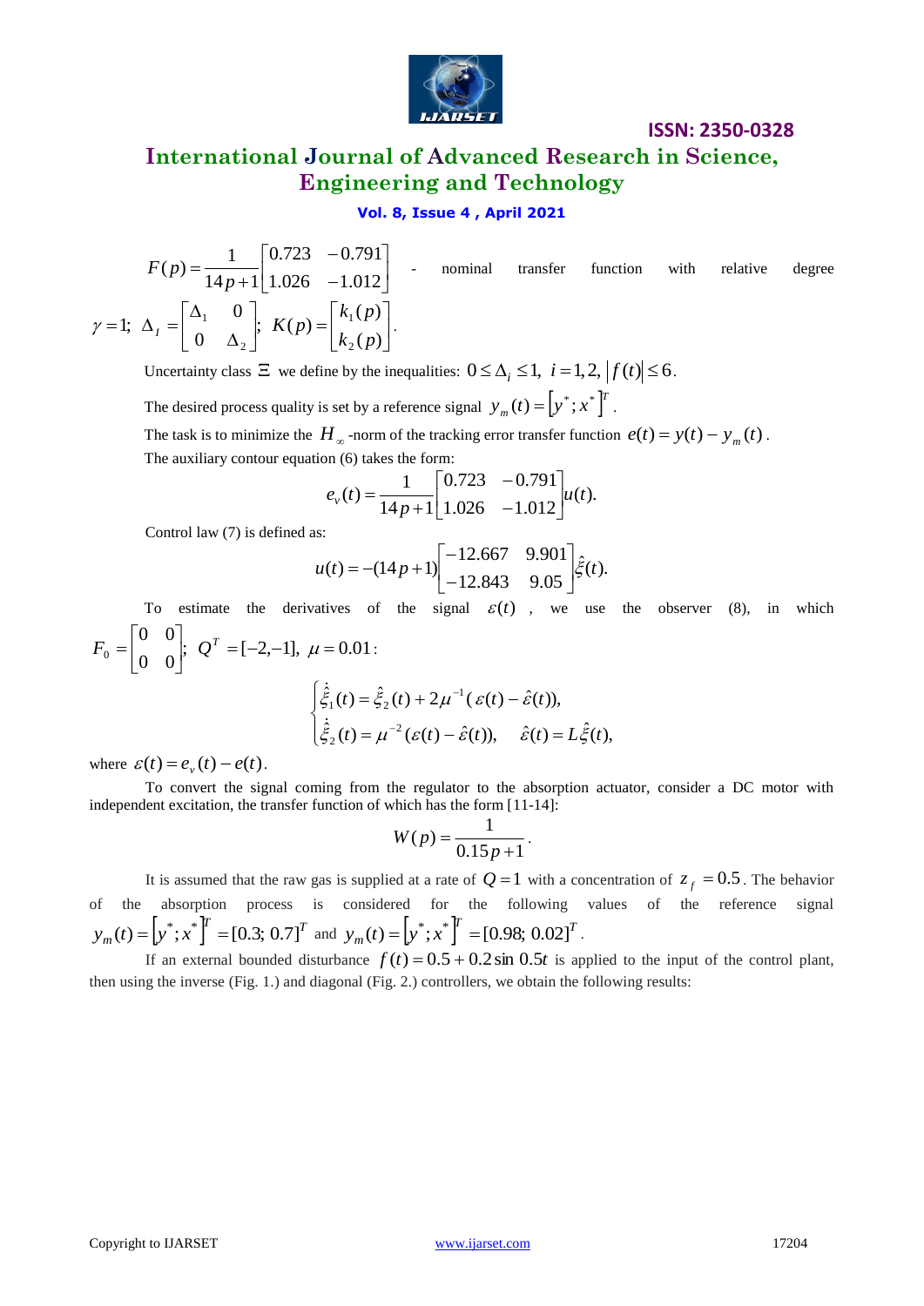$$F(p)=\frac{1}{14p+1}\begin{bmatrix}0.723 & -0.791\\ 1.026 & -1.012\end{bmatrix}$$ - nominal transfer function with relative degree $\gamma=1;\ \Delta_I=\begin{bmatrix}\Delta_1 & 0\\ 0 & \Delta_2\end{bmatrix};\ K(p)=\begin{bmatrix}k_1(p)\\ k_2(p)\end{bmatrix}.$

Uncertainty class $\Xi$ we define by the inequalities: $0\le\Delta_i\le 1,\ i=1,2,\ |f(t)|\le 6.$

The desired process quality is set by a reference signal $y_m(t)=\left[y^*;x^*\right]^T$.

The task is to minimize the $H_\infty$-norm of the tracking error transfer function $e(t)=y(t)-y_m(t)$.

The auxiliary contour equation (6) takes the form:

$$e_v(t)=\frac{1}{14p+1}\begin{bmatrix}0.723 & -0.791\\ 1.026 & -1.012\end{bmatrix}u(t).$$

Control law (7) is defined as:

$$u(t)=-(14p+1)\begin{bmatrix}-12.667 & 9.901\\ -12.843 & 9.05\end{bmatrix}\hat{\xi}(t).$$

To estimate the derivatives of the signal $\varepsilon(t)$, we use the observer (8), in which $F_0=\begin{bmatrix}0 & 0\\ 0 & 0\end{bmatrix};\ Q^T=[-2,-1],\ \mu=0.01$:

$$\begin{cases}\dot{\hat{\xi}}_1(t)=\hat{\xi}_2(t)+2\mu^{-1}(\varepsilon(t)-\hat{\varepsilon}(t)),\\ \dot{\hat{\xi}}_2(t)=\mu^{-2}(\varepsilon(t)-\hat{\varepsilon}(t)), \quad \hat{\varepsilon}(t)=L\hat{\xi}(t),\end{cases}$$

where $\varepsilon(t)=e_v(t)-e(t)$.

To convert the signal coming from the regulator to the absorption actuator, consider a DC motor with independent excitation, the transfer function of which has the form [11-14]:

$$W(p)=\frac{1}{0.15p+1}.$$

It is assumed that the raw gas is supplied at a rate of $Q=1$ with a concentration of $z_f=0.5$. The behavior of the absorption process is considered for the following values of the reference signal $y_m(t)=\left[y^*;x^*\right]^T=[0.3;\ 0.7]^T$ and $y_m(t)=\left[y^*;x^*\right]^T=[0.98;\ 0.02]^T$.

If an external bounded disturbance $f(t)=0.5+0.2\sin 0.5t$ is applied to the input of the control plant, then using the inverse (Fig. 1.) and diagonal (Fig. 2.) controllers, we obtain the following results: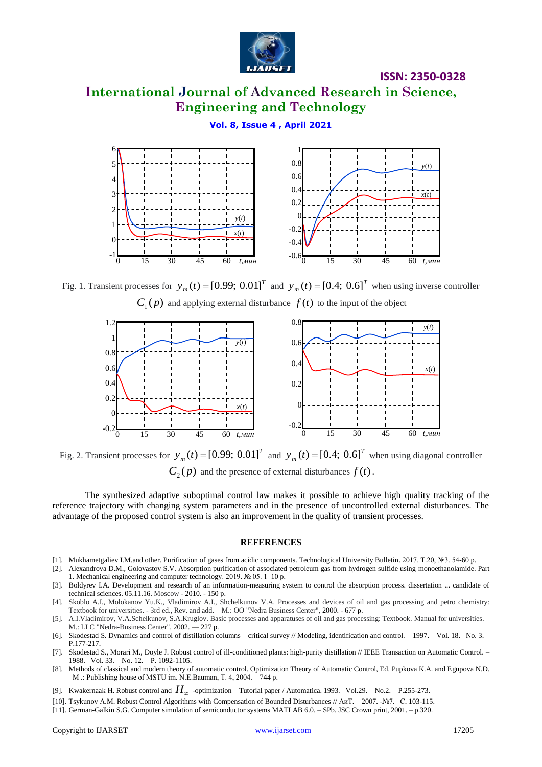Fig. 1. Transient processes for $y_m(t) = [0.99;\ 0.01]^T$ and $y_m(t) = [0.4;\ 0.6]^T$ when using inverse controller $C_1(p)$ and applying external disturbance $f(t)$ to the input of the object

Fig. 2. Transient processes for $y_m(t) = [0.99;\ 0.01]^T$ and $y_m(t) = [0.4;\ 0.6]^T$ when using diagonal controller $C_2(p)$ and the presence of external disturbances $f(t)$.

The synthesized adaptive suboptimal control law makes it possible to achieve high quality tracking of the reference trajectory with changing system parameters and in the presence of uncontrolled external disturbances. The advantage of the proposed control system is also an improvement in the quality of transient processes.

## REFERENCES

[1]. Mukhametgaliev I.M.and other. Purification of gases from acidic components. Technological University Bulletin. 2017. T.20, №3. 54-60 p.

[2]. Alexandrova D.M., Golovastov S.V. Absorption purification of associated petroleum gas from hydrogen sulfide using monoethanolamide. Part 1. Mechanical engineering and computer technology. 2019. № 05. 1–10 p.

[3]. Boldyrev I.A. Development and research of an information-measuring system to control the absorption process. dissertation ... candidate of technical sciences. 05.11.16. Moscow - 2010. - 150 p.

[4]. Skoblo A.I., Molokanov Yu.K., Vladimirov A.I., Shchelkunov V.A. Processes and devices of oil and gas processing and petro chemistry: Textbook for universities. - 3rd ed., Rev. and add. – M.: OO "Nedra Business Center", 2000. - 677 p.

[5]. A.I.Vladimirov, V.A.Schelkunov, S.A.Kruglov. Basic processes and apparatuses of oil and gas processing: Textbook. Manual for universities. – M.: LLC "Nedra-Business Center", 2002. — 227 p.

[6]. Skodestad S. Dynamics and control of distillation columns – critical survey // Modeling, identification and control. – 1997. – Vol. 18. –No. 3. – P.177-217.

[7]. Skodestad S., Morari M., Doyle J. Robust control of ill-conditioned plants: high-purity distillation // IEEE Transaction on Automatic Control. – 1988. –Vol. 33. – No. 12. – P. 1092-1105.

[8]. Methods of classical and modern theory of automatic control. Optimization Theory of Automatic Control, Ed. Pupkova K.A. and Egupova N.D. –M .: Publishing house of MSTU im. N.E.Bauman, T. 4, 2004. – 744 p.

[9]. Kwakernaak H. Robust control and $H_\infty$ -optimization – Tutorial paper / Automatica. 1993. –Vol.29. – No.2. – P.255-273.

[10]. Tsykunov A.M. Robust Control Algorithms with Compensation of Bounded Disturbances // АиТ. – 2007. -№7. –С. 103-115.

[11]. German-Galkin S.G. Computer simulation of semiconductor systems MATLAB 6.0. – SPb. JSC Crown print, 2001. – p.320.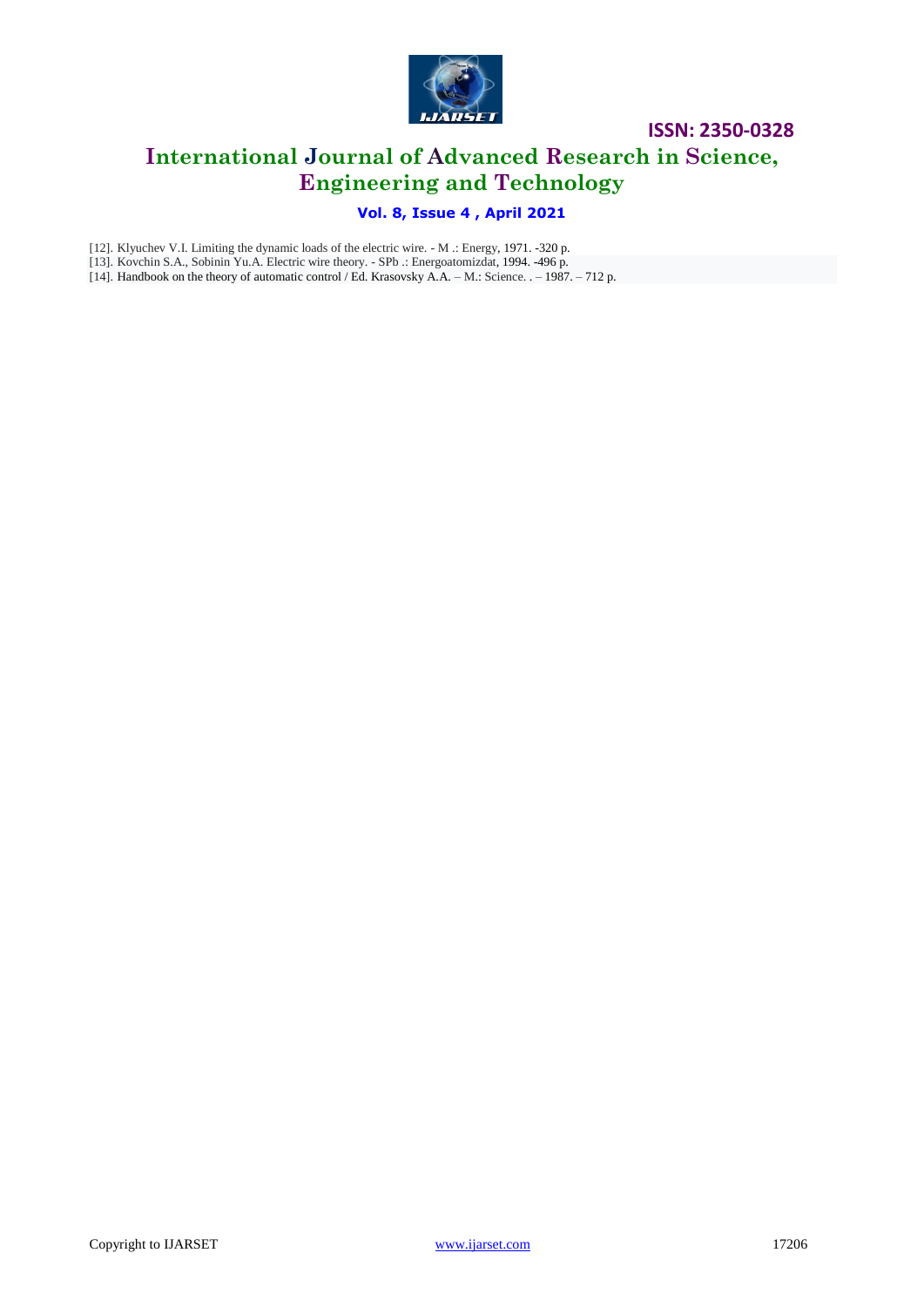[12]. Klyuchev V.I. Limiting the dynamic loads of the electric wire. - M .: Energy, 1971. -320 p.

[13]. Kovchin S.A., Sobinin Yu.A. Electric wire theory. - SPb .: Energoatomizdat, 1994. -496 p.

[14]. Handbook on the theory of automatic control / Ed. Krasovsky A.A. – M.: Science. . – 1987. – 712 p.